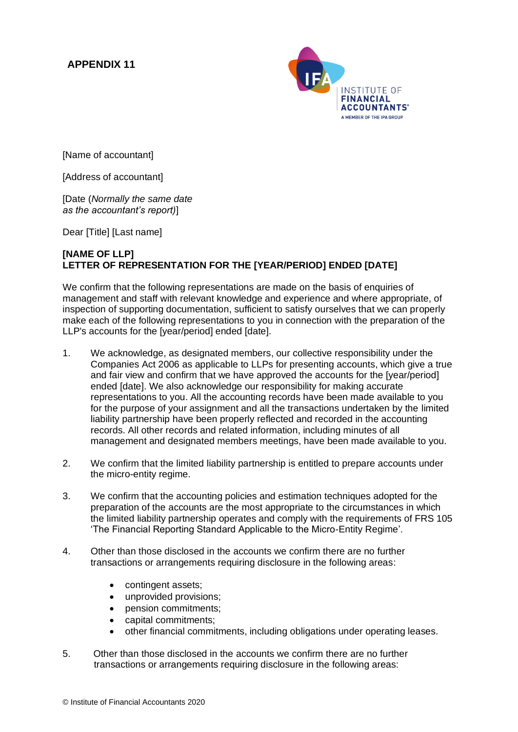**APPENDIX 11**

[Name of accountant]

[Address of accountant]

[Date (*Normally the same date as the accountant's report)*]

Dear [Title] [Last name]

**[NAME OF LLP]**
**LETTER OF REPRESENTATION FOR THE [YEAR/PERIOD] ENDED [DATE]**

We confirm that the following representations are made on the basis of enquiries of management and staff with relevant knowledge and experience and where appropriate, of inspection of supporting documentation, sufficient to satisfy ourselves that we can properly make each of the following representations to you in connection with the preparation of the LLP's accounts for the [year/period] ended [date].

1. We acknowledge, as designated members, our collective responsibility under the Companies Act 2006 as applicable to LLPs for presenting accounts, which give a true and fair view and confirm that we have approved the accounts for the [year/period] ended [date]. We also acknowledge our responsibility for making accurate representations to you. All the accounting records have been made available to you for the purpose of your assignment and all the transactions undertaken by the limited liability partnership have been properly reflected and recorded in the accounting records. All other records and related information, including minutes of all management and designated members meetings, have been made available to you.

2. We confirm that the limited liability partnership is entitled to prepare accounts under the micro-entity regime.

3. We confirm that the accounting policies and estimation techniques adopted for the preparation of the accounts are the most appropriate to the circumstances in which the limited liability partnership operates and comply with the requirements of FRS 105 'The Financial Reporting Standard Applicable to the Micro-Entity Regime'.

4. Other than those disclosed in the accounts we confirm there are no further transactions or arrangements requiring disclosure in the following areas:

    - contingent assets;
    - unprovided provisions;
    - pension commitments;
    - capital commitments;
    - other financial commitments, including obligations under operating leases.

5. Other than those disclosed in the accounts we confirm there are no further transactions or arrangements requiring disclosure in the following areas: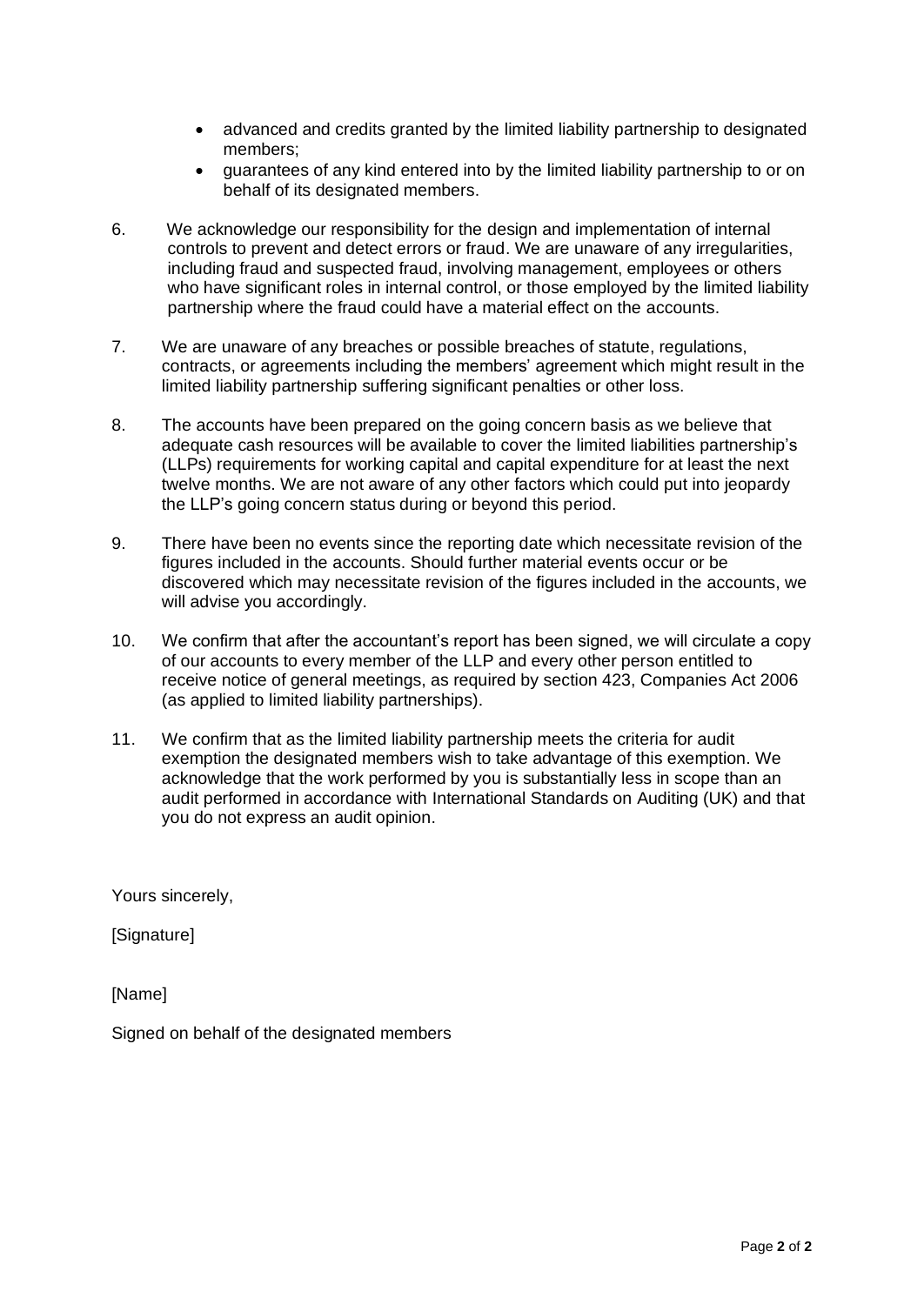- advanced and credits granted by the limited liability partnership to designated members;
- guarantees of any kind entered into by the limited liability partnership to or on behalf of its designated members.

6. We acknowledge our responsibility for the design and implementation of internal controls to prevent and detect errors or fraud. We are unaware of any irregularities, including fraud and suspected fraud, involving management, employees or others who have significant roles in internal control, or those employed by the limited liability partnership where the fraud could have a material effect on the accounts.

7. We are unaware of any breaches or possible breaches of statute, regulations, contracts, or agreements including the members' agreement which might result in the limited liability partnership suffering significant penalties or other loss.

8. The accounts have been prepared on the going concern basis as we believe that adequate cash resources will be available to cover the limited liabilities partnership's (LLPs) requirements for working capital and capital expenditure for at least the next twelve months. We are not aware of any other factors which could put into jeopardy the LLP's going concern status during or beyond this period.

9. There have been no events since the reporting date which necessitate revision of the figures included in the accounts. Should further material events occur or be discovered which may necessitate revision of the figures included in the accounts, we will advise you accordingly.

10. We confirm that after the accountant's report has been signed, we will circulate a copy of our accounts to every member of the LLP and every other person entitled to receive notice of general meetings, as required by section 423, Companies Act 2006 (as applied to limited liability partnerships).

11. We confirm that as the limited liability partnership meets the criteria for audit exemption the designated members wish to take advantage of this exemption. We acknowledge that the work performed by you is substantially less in scope than an audit performed in accordance with International Standards on Auditing (UK) and that you do not express an audit opinion.

Yours sincerely,

[Signature]

[Name]

Signed on behalf of the designated members